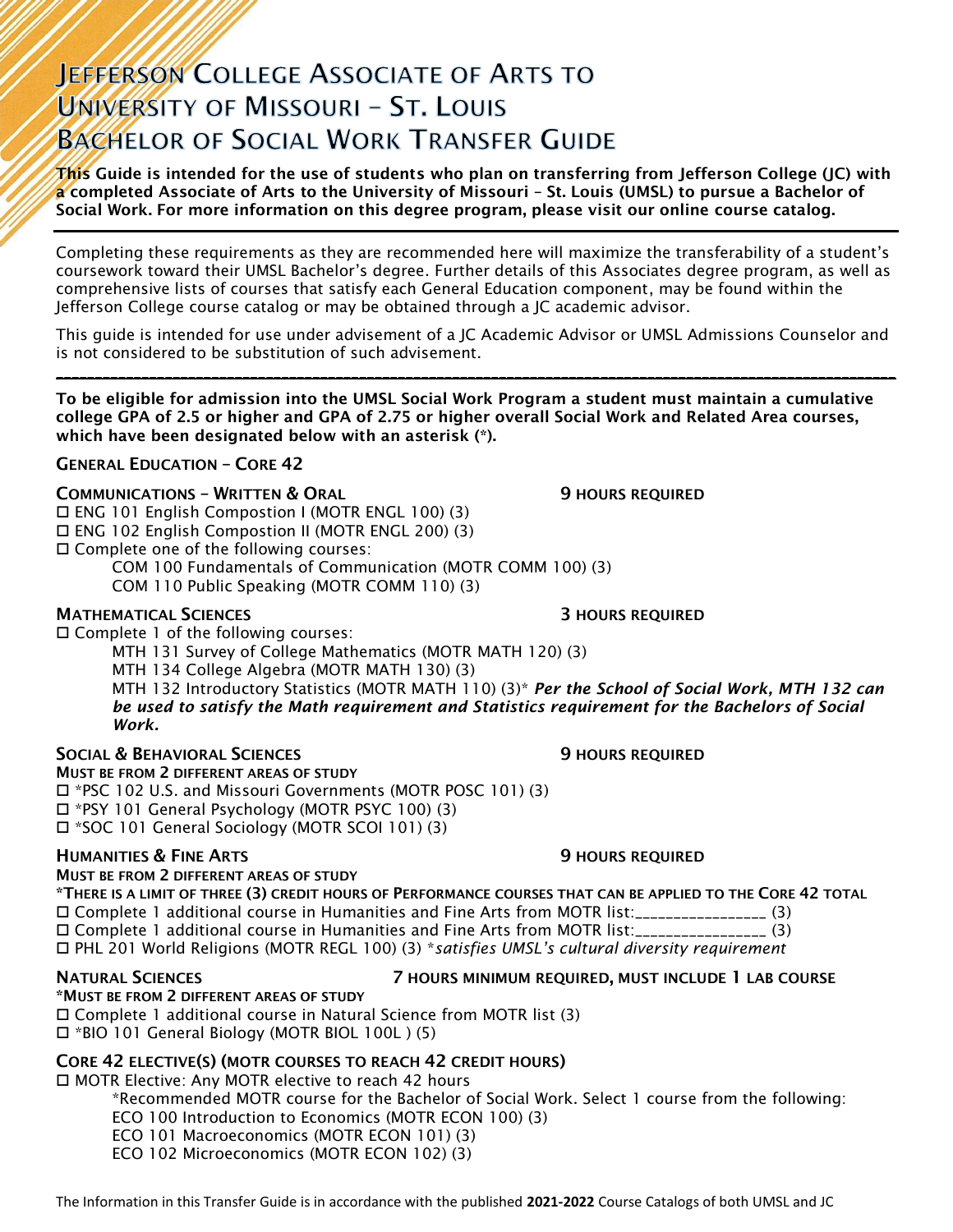# Jefferson College Associate of Arts to University of Missouri – St. Louis Bachelor of Social Work Transfer Guide

**This Guide is intended for the use of students who plan on transferring from Jefferson College (JC) with a completed Associate of Arts to the University of Missouri – St. Louis (UMSL) to pursue a Bachelor of Social Work. For more information on this degree program, please visit our online course catalog.**

---

Completing these requirements as they are recommended here will maximize the transferability of a student's coursework toward their UMSL Bachelor's degree. Further details of this Associates degree program, as well as comprehensive lists of courses that satisfy each General Education component, may be found within the Jefferson College course catalog or may be obtained through a JC academic advisor.

This guide is intended for use under advisement of a JC Academic Advisor or UMSL Admissions Counselor and is not considered to be substitution of such advisement.

---

**To be eligible for admission into the UMSL Social Work Program a student must maintain a cumulative college GPA of 2.5 or higher and GPA of 2.75 or higher overall Social Work and Related Area courses, which have been designated below with an asterisk (*).**

## General Education – Core 42

### Communications – Written & Oral — 9 Hours Required

- ☐ ENG 101 English Compostion I (MOTR ENGL 100) (3)
- ☐ ENG 102 English Compostion II (MOTR ENGL 200) (3)
- ☐ Complete one of the following courses:
  - COM 100 Fundamentals of Communication (MOTR COMM 100) (3)
  - COM 110 Public Speaking (MOTR COMM 110) (3)

### Mathematical Sciences — 3 Hours Required

- ☐ Complete 1 of the following courses:
  - MTH 131 Survey of College Mathematics (MOTR MATH 120) (3)
  - MTH 134 College Algebra (MOTR MATH 130) (3)
  - MTH 132 Introductory Statistics (MOTR MATH 110) (3)* ***Per the School of Social Work, MTH 132 can be used to satisfy the Math requirement and Statistics requirement for the Bachelors of Social Work.***

### Social & Behavioral Sciences — 9 Hours Required

**Must be from 2 different areas of study**

- ☐ *PSC 102 U.S. and Missouri Governments (MOTR POSC 101) (3)
- ☐ *PSY 101 General Psychology (MOTR PSYC 100) (3)
- ☐ *SOC 101 General Sociology (MOTR SCOI 101) (3)

### Humanities & Fine Arts — 9 Hours Required

**Must be from 2 different areas of study**

**\*There is a limit of three (3) credit hours of Performance courses that can be applied to the Core 42 total**

- ☐ Complete 1 additional course in Humanities and Fine Arts from MOTR list:_________________ (3)
- ☐ Complete 1 additional course in Humanities and Fine Arts from MOTR list:_________________ (3)
- ☐ PHL 201 World Religions (MOTR REGL 100) (3) **satisfies UMSL's cultural diversity requirement*

### Natural Sciences — 7 Hours Minimum Required, Must Include 1 Lab Course

**\*Must be from 2 different areas of study**

- ☐ Complete 1 additional course in Natural Science from MOTR list (3)
- ☐ *BIO 101 General Biology (MOTR BIOL 100L ) (5)

### Core 42 Elective(s) (MOTR Courses to Reach 42 Credit Hours)

- ☐ MOTR Elective: Any MOTR elective to reach 42 hours
  - *Recommended MOTR course for the Bachelor of Social Work. Select 1 course from the following:
  - ECO 100 Introduction to Economics (MOTR ECON 100) (3)
  - ECO 101 Macroeconomics (MOTR ECON 101) (3)
  - ECO 102 Microeconomics (MOTR ECON 102) (3)

The Information in this Transfer Guide is in accordance with the published **2021-2022** Course Catalogs of both UMSL and JC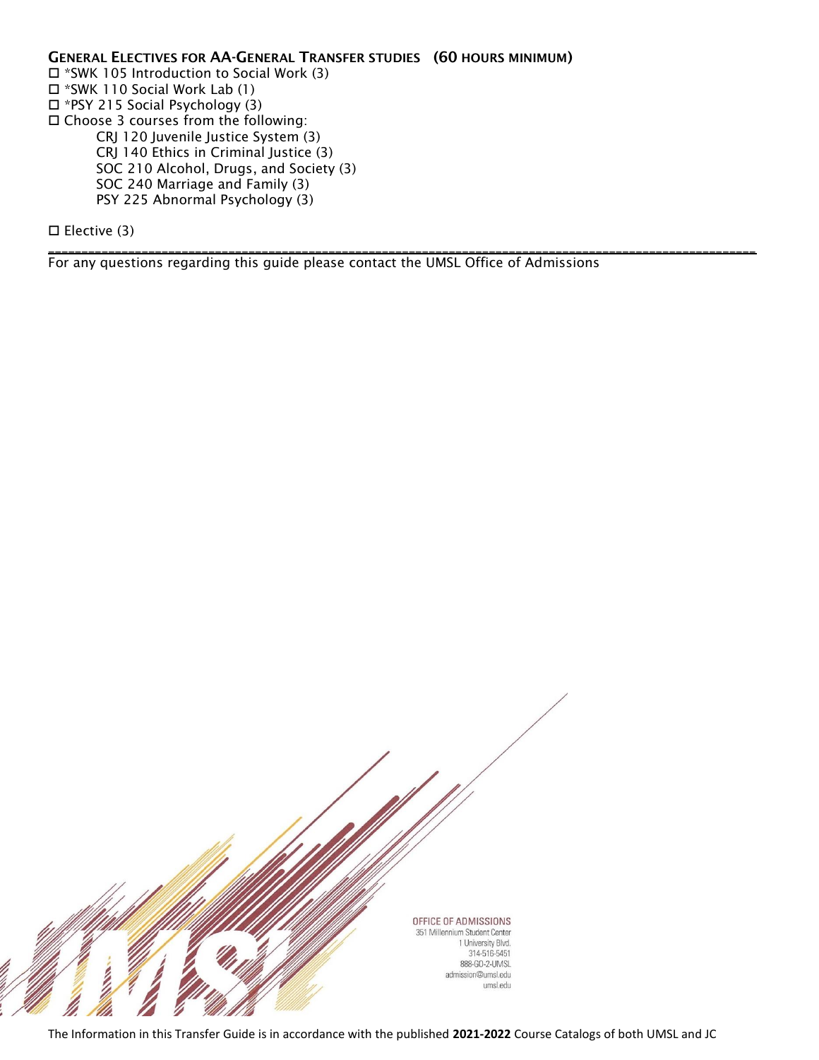## GENERAL ELECTIVES FOR AA-GENERAL TRANSFER STUDIES (60 HOURS MINIMUM)

☐ *SWK 105 Introduction to Social Work (3)
☐ *SWK 110 Social Work Lab (1)
☐ *PSY 215 Social Psychology (3)
☐ Choose 3 courses from the following:
- CRJ 120 Juvenile Justice System (3)
- CRJ 140 Ethics in Criminal Justice (3)
- SOC 210 Alcohol, Drugs, and Society (3)
- SOC 240 Marriage and Family (3)
- PSY 225 Abnormal Psychology (3)

☐ Elective (3)

---

For any questions regarding this guide please contact the UMSL Office of Admissions

OFFICE OF ADMISSIONS
351 Millennium Student Center
1 University Blvd.
314-516-5451
888-GO-2-UMSL
admission@umsl.edu
umsl.edu

The Information in this Transfer Guide is in accordance with the published **2021-2022** Course Catalogs of both UMSL and JC